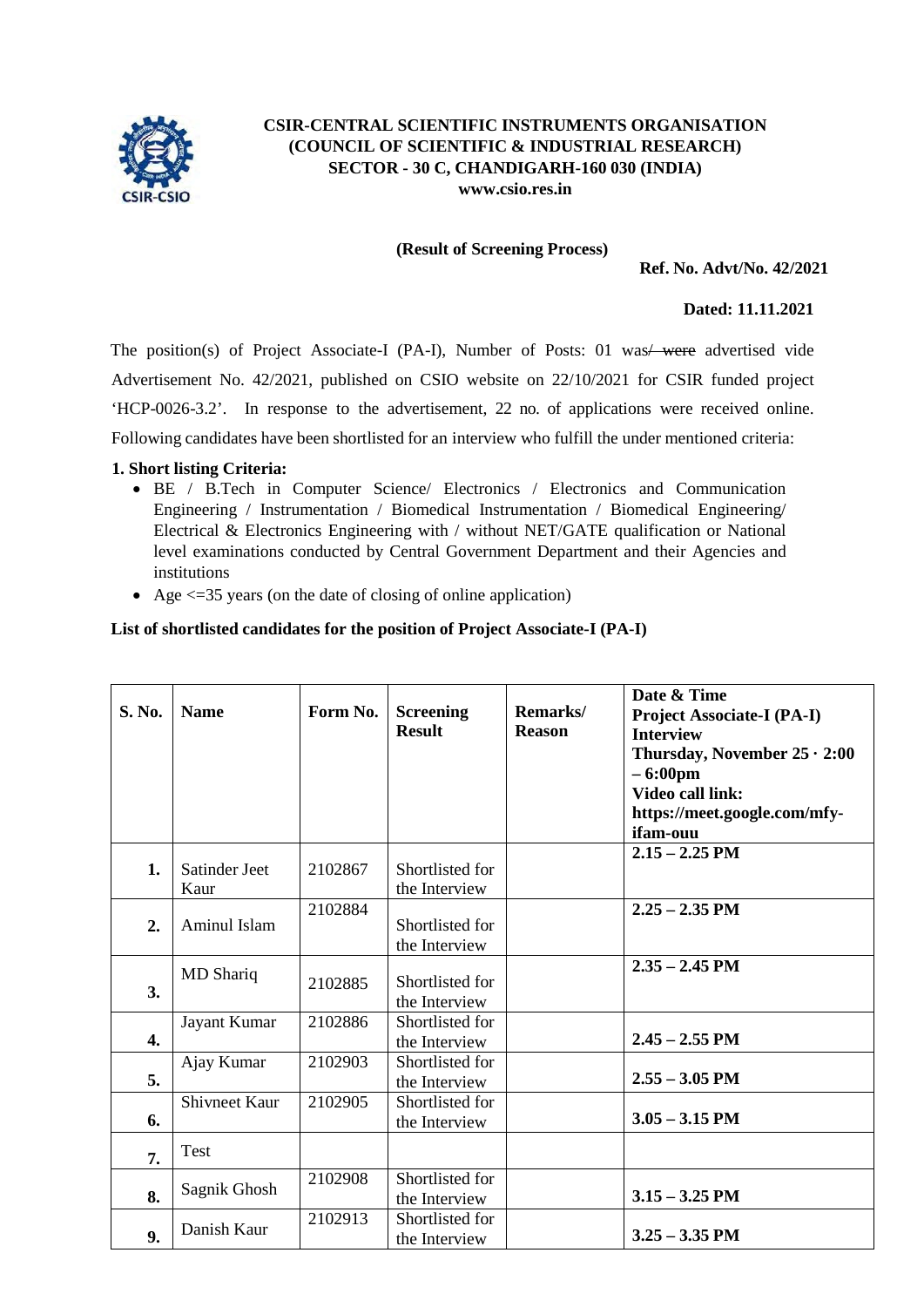**CSIR-CENTRAL SCIENTIFIC INSTRUMENTS ORGANISATION**
**(COUNCIL OF SCIENTIFIC & INDUSTRIAL RESEARCH)**
**SECTOR - 30 C, CHANDIGARH-160 030 (INDIA)**
**www.csio.res.in**

**(Result of Screening Process)**

**Ref. No. Advt/No. 42/2021**

**Dated: 11.11.2021**

The position(s) of Project Associate-I (PA-I), Number of Posts: 01 was~~/ were~~ advertised vide Advertisement No. 42/2021, published on CSIO website on 22/10/2021 for CSIR funded project 'HCP-0026-3.2'. In response to the advertisement, 22 no. of applications were received online. Following candidates have been shortlisted for an interview who fulfill the under mentioned criteria:

**1. Short listing Criteria:**

- BE / B.Tech in Computer Science/ Electronics / Electronics and Communication Engineering / Instrumentation / Biomedical Instrumentation / Biomedical Engineering/ Electrical & Electronics Engineering with / without NET/GATE qualification or National level examinations conducted by Central Government Department and their Agencies and institutions
- Age <=35 years (on the date of closing of online application)

**List of shortlisted candidates for the position of Project Associate-I (PA-I)**

| S. No. | Name | Form No. | Screening Result | Remarks/ Reason | Date & Time Project Associate-I (PA-I) Interview Thursday, November 25 · 2:00 – 6:00pm Video call link: https://meet.google.com/mfy-ifam-ouu |
|---|---|---|---|---|---|
| 1. | Satinder Jeet Kaur | 2102867 | Shortlisted for the Interview | | 2.15 – 2.25 PM |
| 2. | Aminul Islam | 2102884 | Shortlisted for the Interview | | 2.25 – 2.35 PM |
| 3. | MD Shariq | 2102885 | Shortlisted for the Interview | | 2.35 – 2.45 PM |
| 4. | Jayant Kumar | 2102886 | Shortlisted for the Interview | | 2.45 – 2.55 PM |
| 5. | Ajay Kumar | 2102903 | Shortlisted for the Interview | | 2.55 – 3.05 PM |
| 6. | Shivneet Kaur | 2102905 | Shortlisted for the Interview | | 3.05 – 3.15 PM |
| 7. | Test | | | | |
| 8. | Sagnik Ghosh | 2102908 | Shortlisted for the Interview | | 3.15 – 3.25 PM |
| 9. | Danish Kaur | 2102913 | Shortlisted for the Interview | | 3.25 – 3.35 PM |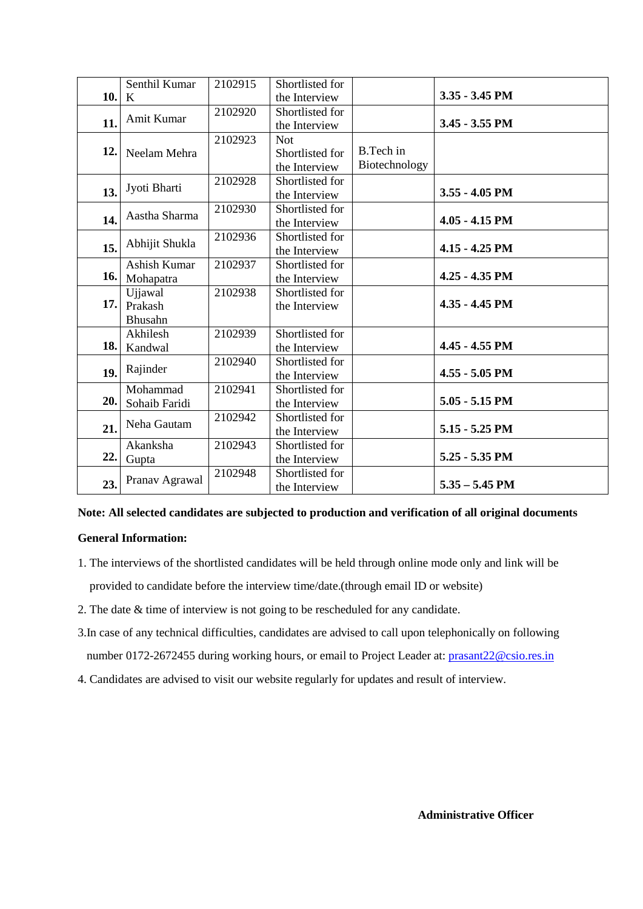| | | | | | |
|---|---|---|---|---|---|
| **10.** | Senthil Kumar K | 2102915 | Shortlisted for the Interview | | **3.35 - 3.45 PM** |
| **11.** | Amit Kumar | 2102920 | Shortlisted for the Interview | | **3.45 - 3.55 PM** |
| **12.** | Neelam Mehra | 2102923 | Not Shortlisted for the Interview | B.Tech in Biotechnology | |
| **13.** | Jyoti Bharti | 2102928 | Shortlisted for the Interview | | **3.55 - 4.05 PM** |
| **14.** | Aastha Sharma | 2102930 | Shortlisted for the Interview | | **4.05 - 4.15 PM** |
| **15.** | Abhijit Shukla | 2102936 | Shortlisted for the Interview | | **4.15 - 4.25 PM** |
| **16.** | Ashish Kumar Mohapatra | 2102937 | Shortlisted for the Interview | | **4.25 - 4.35 PM** |
| **17.** | Ujjawal Prakash Bhusahn | 2102938 | Shortlisted for the Interview | | **4.35 - 4.45 PM** |
| **18.** | Akhilesh Kandwal | 2102939 | Shortlisted for the Interview | | **4.45 - 4.55 PM** |
| **19.** | Rajinder | 2102940 | Shortlisted for the Interview | | **4.55 - 5.05 PM** |
| **20.** | Mohammad Sohaib Faridi | 2102941 | Shortlisted for the Interview | | **5.05 - 5.15 PM** |
| **21.** | Neha Gautam | 2102942 | Shortlisted for the Interview | | **5.15 - 5.25 PM** |
| **22.** | Akanksha Gupta | 2102943 | Shortlisted for the Interview | | **5.25 - 5.35 PM** |
| **23.** | Pranav Agrawal | 2102948 | Shortlisted for the Interview | | **5.35 – 5.45 PM** |

**Note: All selected candidates are subjected to production and verification of all original documents**

**General Information:**

1. The interviews of the shortlisted candidates will be held through online mode only and link will be provided to candidate before the interview time/date.(through email ID or website)
2. The date & time of interview is not going to be rescheduled for any candidate.
3. In case of any technical difficulties, candidates are advised to call upon telephonically on following number 0172-2672455 during working hours, or email to Project Leader at: prasant22@csio.res.in
4. Candidates are advised to visit our website regularly for updates and result of interview.

**Administrative Officer**